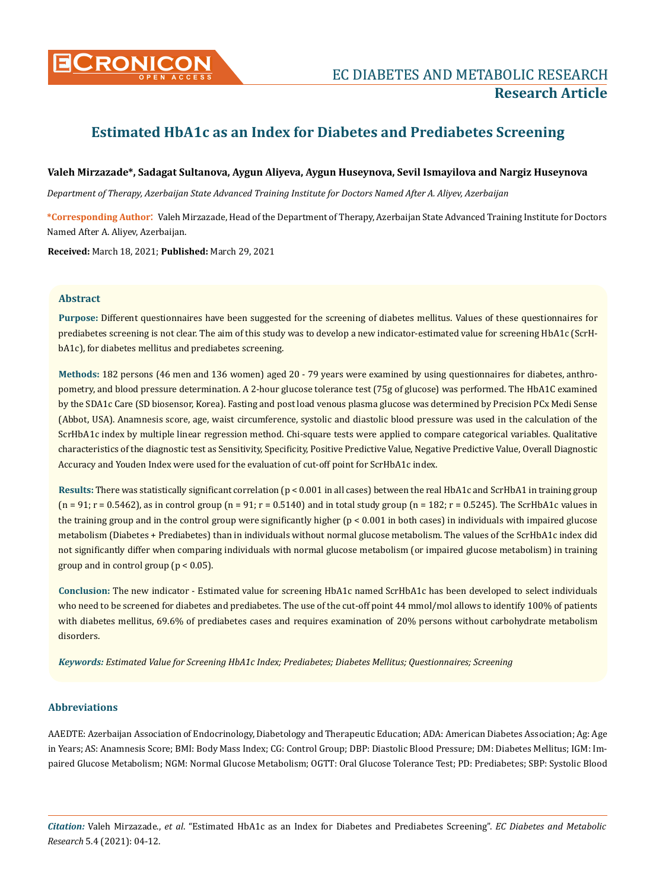# Estimated HbA1c as an Index for Diabetes and Prediabetes Screening

**Valeh Mirzazade\*, Sadagat Sultanova, Aygun Aliyeva, Aygun Huseynova, Sevil Ismayilova and Nargiz Huseynova**

*Department of Therapy, Azerbaijan State Advanced Training Institute for Doctors Named After A. Aliyev, Azerbaijan*

**\*Corresponding Author:** Valeh Mirzazade, Head of the Department of Therapy, Azerbaijan State Advanced Training Institute for Doctors Named After A. Aliyev, Azerbaijan.

**Received:** March 18, 2021; **Published:** March 29, 2021

## Abstract

**Purpose:** Different questionnaires have been suggested for the screening of diabetes mellitus. Values of these questionnaires for prediabetes screening is not clear. The aim of this study was to develop a new indicator-estimated value for screening HbA1c (ScrHbA1c), for diabetes mellitus and prediabetes screening.

**Methods:** 182 persons (46 men and 136 women) aged 20 - 79 years were examined by using questionnaires for diabetes, anthropometry, and blood pressure determination. A 2-hour glucose tolerance test (75g of glucose) was performed. The HbA1C examined by the SDA1c Care (SD biosensor, Korea). Fasting and post load venous plasma glucose was determined by Precision PCx Medi Sense (Abbot, USA). Anamnesis score, age, waist circumference, systolic and diastolic blood pressure was used in the calculation of the ScrHbA1c index by multiple linear regression method. Chi-square tests were applied to compare categorical variables. Qualitative characteristics of the diagnostic test as Sensitivity, Specificity, Positive Predictive Value, Negative Predictive Value, Overall Diagnostic Accuracy and Youden Index were used for the evaluation of cut-off point for ScrHbA1c index.

**Results:** There was statistically significant correlation ($p < 0.001$ in all cases) between the real HbA1c and ScrHbA1 in training group ($n = 91$; $r = 0.5462$), as in control group ($n = 91$; $r = 0.5140$) and in total study group ($n = 182$; $r = 0.5245$). The ScrHbA1c values in the training group and in the control group were significantly higher ($p < 0.001$ in both cases) in individuals with impaired glucose metabolism (Diabetes + Prediabetes) than in individuals without normal glucose metabolism. The values of the ScrHbA1c index did not significantly differ when comparing individuals with normal glucose metabolism (or impaired glucose metabolism) in training group and in control group ($p < 0.05$).

**Conclusion:** The new indicator - Estimated value for screening HbA1c named ScrHbA1c has been developed to select individuals who need to be screened for diabetes and prediabetes. The use of the cut-off point 44 mmol/mol allows to identify 100% of patients with diabetes mellitus, 69.6% of prediabetes cases and requires examination of 20% persons without carbohydrate metabolism disorders.

***Keywords:** Estimated Value for Screening HbA1c Index; Prediabetes; Diabetes Mellitus; Questionnaires; Screening*

## Abbreviations

AAEDTE: Azerbaijan Association of Endocrinology, Diabetology and Therapeutic Education; ADA: American Diabetes Association; Ag: Age in Years; AS: Anamnesis Score; BMI: Body Mass Index; CG: Control Group; DBP: Diastolic Blood Pressure; DM: Diabetes Mellitus; IGM: Impaired Glucose Metabolism; NGM: Normal Glucose Metabolism; OGTT: Oral Glucose Tolerance Test; PD: Prediabetes; SBP: Systolic Blood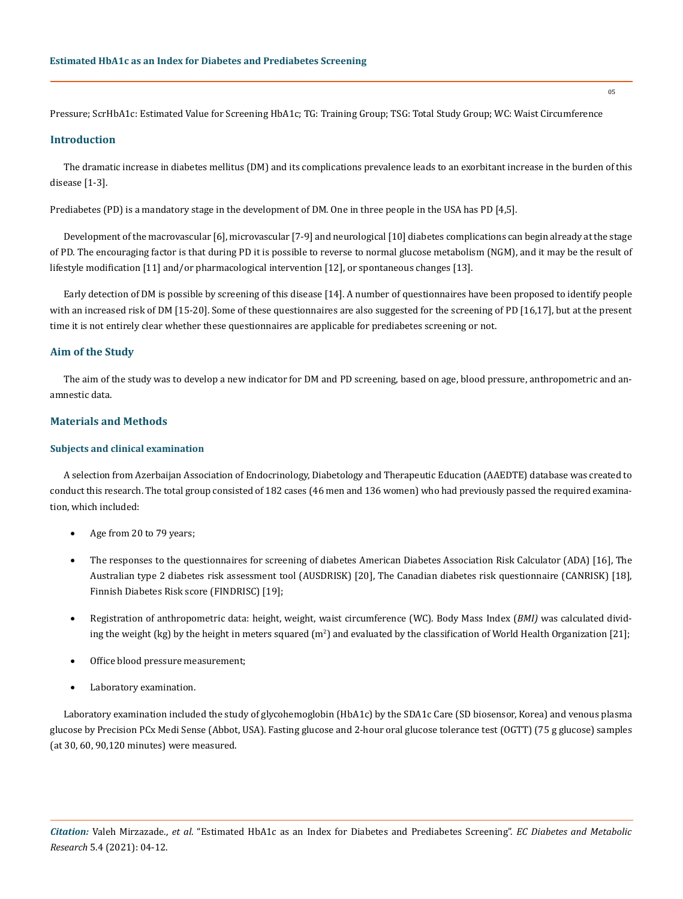Pressure; ScrHbA1c: Estimated Value for Screening HbA1c; TG: Training Group; TSG: Total Study Group; WC: Waist Circumference

## Introduction

The dramatic increase in diabetes mellitus (DM) and its complications prevalence leads to an exorbitant increase in the burden of this disease [1-3].

Prediabetes (PD) is a mandatory stage in the development of DM. One in three people in the USA has PD [4,5].

Development of the macrovascular [6], microvascular [7-9] and neurological [10] diabetes complications can begin already at the stage of PD. The encouraging factor is that during PD it is possible to reverse to normal glucose metabolism (NGM), and it may be the result of lifestyle modification [11] and/or pharmacological intervention [12], or spontaneous changes [13].

Early detection of DM is possible by screening of this disease [14]. A number of questionnaires have been proposed to identify people with an increased risk of DM [15-20]. Some of these questionnaires are also suggested for the screening of PD [16,17], but at the present time it is not entirely clear whether these questionnaires are applicable for prediabetes screening or not.

## Aim of the Study

The aim of the study was to develop a new indicator for DM and PD screening, based on age, blood pressure, anthropometric and anamnestic data.

## Materials and Methods

### Subjects and clinical examination

A selection from Azerbaijan Association of Endocrinology, Diabetology and Therapeutic Education (AAEDTE) database was created to conduct this research. The total group consisted of 182 cases (46 men and 136 women) who had previously passed the required examination, which included:

- Age from 20 to 79 years;
- The responses to the questionnaires for screening of diabetes American Diabetes Association Risk Calculator (ADA) [16], The Australian type 2 diabetes risk assessment tool (AUSDRISK) [20], The Canadian diabetes risk questionnaire (CANRISK) [18], Finnish Diabetes Risk score (FINDRISC) [19];
- Registration of anthropometric data: height, weight, waist circumference (WC). Body Mass Index (*BMI)* was calculated dividing the weight (kg) by the height in meters squared ($m^2$) and evaluated by the classification of World Health Organization [21];
- Office blood pressure measurement;
- Laboratory examination.

Laboratory examination included the study of glycohemoglobin (HbA1c) by the SDA1c Care (SD biosensor, Korea) and venous plasma glucose by Precision PCx Medi Sense (Abbot, USA). Fasting glucose and 2-hour oral glucose tolerance test (OGTT) (75 g glucose) samples (at 30, 60, 90,120 minutes) were measured.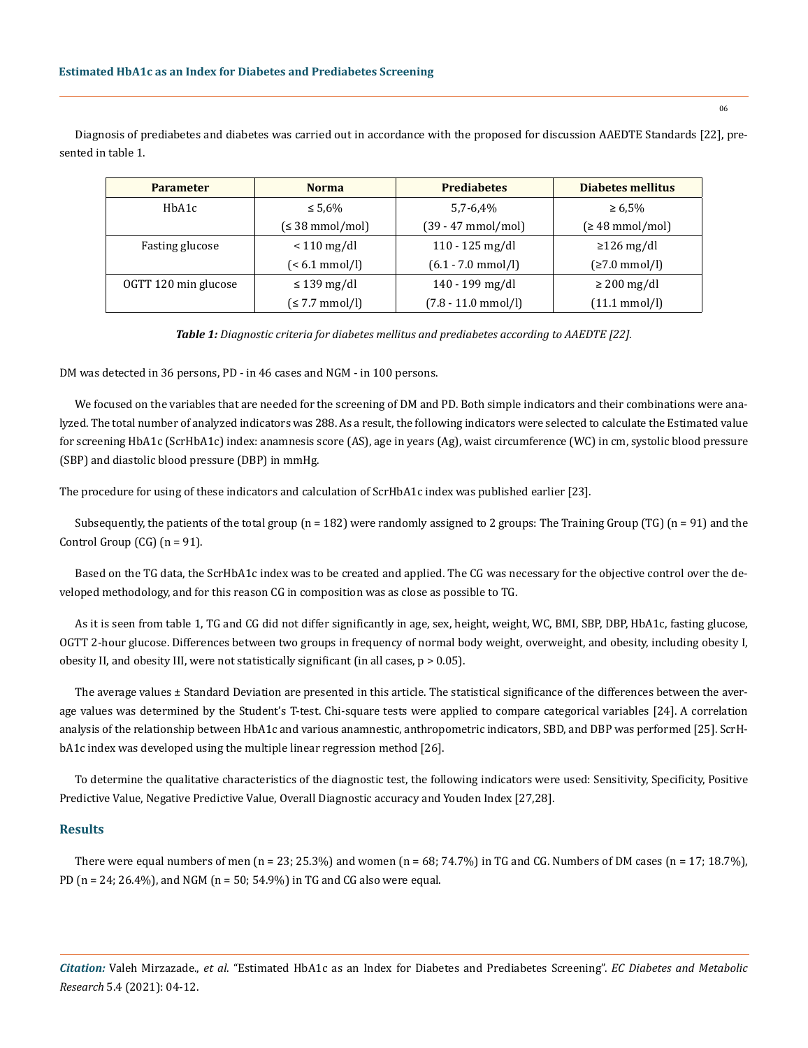Diagnosis of prediabetes and diabetes was carried out in accordance with the proposed for discussion AAEDTE Standards [22], presented in table 1.

| Parameter | Norma | Prediabetes | Diabetes mellitus |
|---|---|---|---|
| HbA1c | ≤ 5,6% (≤ 38 mmol/mol) | 5,7-6,4% (39 - 47 mmol/mol) | ≥ 6,5% (≥ 48 mmol/mol) |
| Fasting glucose | < 110 mg/dl (< 6.1 mmol/l) | 110 - 125 mg/dl (6.1 - 7.0 mmol/l) | ≥126 mg/dl (≥7.0 mmol/l) |
| OGTT 120 min glucose | ≤ 139 mg/dl (≤ 7.7 mmol/l) | 140 - 199 mg/dl (7.8 - 11.0 mmol/l) | ≥ 200 mg/dl (11.1 mmol/l) |

***Table 1:*** *Diagnostic criteria for diabetes mellitus and prediabetes according to AAEDTE [22].*

DM was detected in 36 persons, PD - in 46 cases and NGM - in 100 persons.

We focused on the variables that are needed for the screening of DM and PD. Both simple indicators and their combinations were analyzed. The total number of analyzed indicators was 288. As a result, the following indicators were selected to calculate the Estimated value for screening HbA1c (ScrHbA1c) index: anamnesis score (AS), age in years (Ag), waist circumference (WC) in cm, systolic blood pressure (SBP) and diastolic blood pressure (DBP) in mmHg.

The procedure for using of these indicators and calculation of ScrHbA1c index was published earlier [23].

Subsequently, the patients of the total group (n = 182) were randomly assigned to 2 groups: The Training Group (TG) (n = 91) and the Control Group (CG) (n = 91).

Based on the TG data, the ScrHbA1c index was to be created and applied. The CG was necessary for the objective control over the developed methodology, and for this reason CG in composition was as close as possible to TG.

As it is seen from table 1, TG and CG did not differ significantly in age, sex, height, weight, WC, BMI, SBP, DBP, HbA1c, fasting glucose, OGTT 2-hour glucose. Differences between two groups in frequency of normal body weight, overweight, and obesity, including obesity I, obesity II, and obesity III, were not statistically significant (in all cases, $p > 0.05$).

The average values ± Standard Deviation are presented in this article. The statistical significance of the differences between the average values was determined by the Student's T-test. Chi-square tests were applied to compare categorical variables [24]. A correlation analysis of the relationship between HbA1c and various anamnestic, anthropometric indicators, SBD, and DBP was performed [25]. ScrHbA1c index was developed using the multiple linear regression method [26].

To determine the qualitative characteristics of the diagnostic test, the following indicators were used: Sensitivity, Specificity, Positive Predictive Value, Negative Predictive Value, Overall Diagnostic accuracy and Youden Index [27,28].

## Results

There were equal numbers of men (n = 23; 25.3%) and women (n = 68; 74.7%) in TG and CG. Numbers of DM cases (n = 17; 18.7%), PD (n = 24; 26.4%), and NGM (n = 50; 54.9%) in TG and CG also were equal.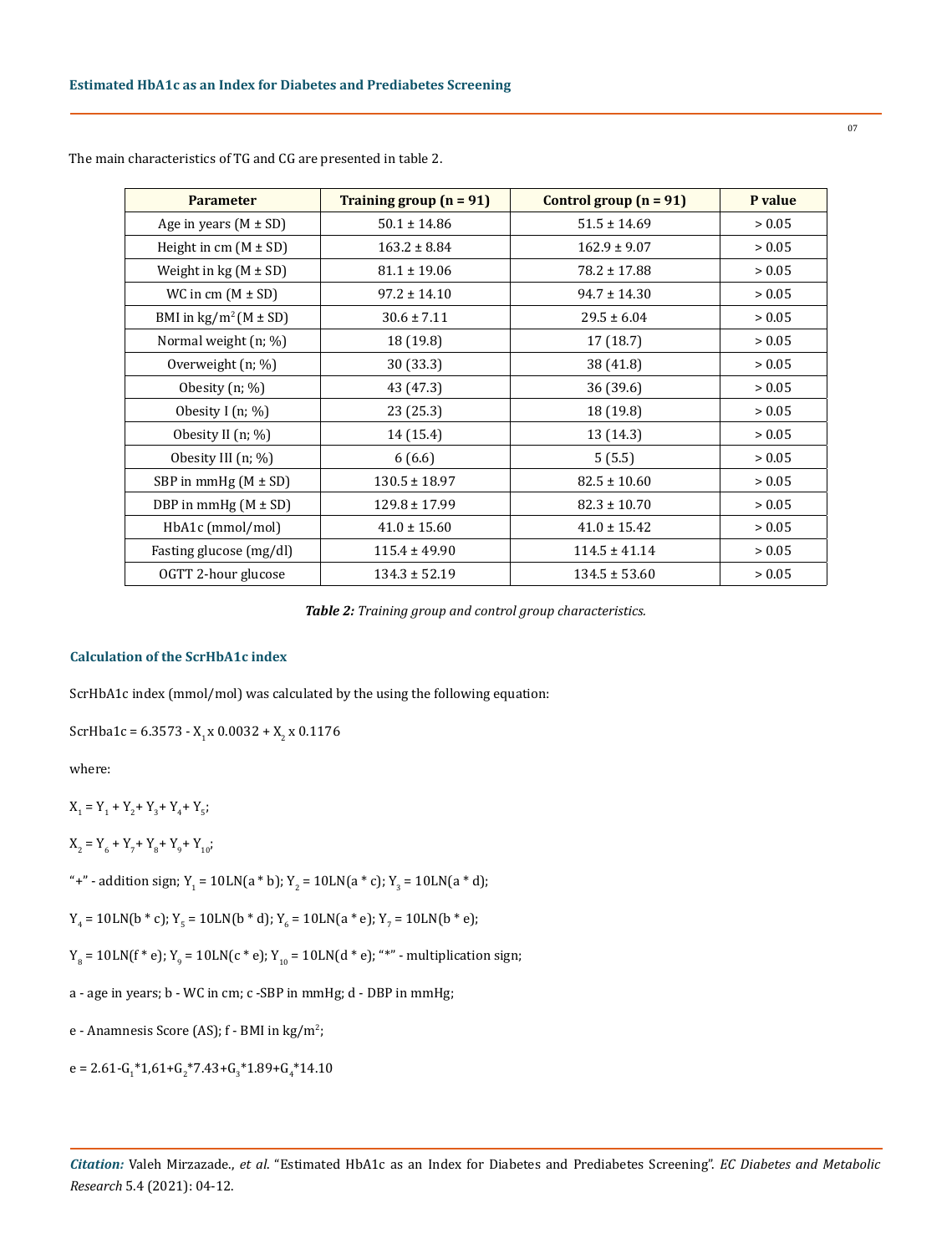The main characteristics of TG and CG are presented in table 2.

| Parameter | Training group (n = 91) | Control group (n = 91) | P value |
|---|---|---|---|
| Age in years (M ± SD) | 50.1 ± 14.86 | 51.5 ± 14.69 | > 0.05 |
| Height in cm (M ± SD) | 163.2 ± 8.84 | 162.9 ± 9.07 | > 0.05 |
| Weight in kg (M ± SD) | 81.1 ± 19.06 | 78.2 ± 17.88 | > 0.05 |
| WC in cm (M ± SD) | 97.2 ± 14.10 | 94.7 ± 14.30 | > 0.05 |
| BMI in kg/m$^2$ (M ± SD) | 30.6 ± 7.11 | 29.5 ± 6.04 | > 0.05 |
| Normal weight (n; %) | 18 (19.8) | 17 (18.7) | > 0.05 |
| Overweight (n; %) | 30 (33.3) | 38 (41.8) | > 0.05 |
| Obesity (n; %) | 43 (47.3) | 36 (39.6) | > 0.05 |
| Obesity I (n; %) | 23 (25.3) | 18 (19.8) | > 0.05 |
| Obesity II (n; %) | 14 (15.4) | 13 (14.3) | > 0.05 |
| Obesity III (n; %) | 6 (6.6) | 5 (5.5) | > 0.05 |
| SBP in mmHg (M ± SD) | 130.5 ± 18.97 | 82.5 ± 10.60 | > 0.05 |
| DBP in mmHg (M ± SD) | 129.8 ± 17.99 | 82.3 ± 10.70 | > 0.05 |
| HbA1c (mmol/mol) | 41.0 ± 15.60 | 41.0 ± 15.42 | > 0.05 |
| Fasting glucose (mg/dl) | 115.4 ± 49.90 | 114.5 ± 41.14 | > 0.05 |
| OGTT 2-hour glucose | 134.3 ± 52.19 | 134.5 ± 53.60 | > 0.05 |

***Table 2:*** *Training group and control group characteristics.*

### Calculation of the ScrHbA1c index

ScrHbA1c index (mmol/mol) was calculated by the using the following equation:

$$\text{ScrHba1c} = 6.3573 - X_1 \times 0.0032 + X_2 \times 0.1176$$

where:

$X_1 = Y_1 + Y_2 + Y_3 + Y_4 + Y_5$;

$X_2 = Y_6 + Y_7 + Y_8 + Y_9 + Y_{10}$;

"+" - addition sign; $Y_1 = 10LN(a * b)$; $Y_2 = 10LN(a * c)$; $Y_3 = 10LN(a * d)$;

$Y_4 = 10LN(b * c)$; $Y_5 = 10LN(b * d)$; $Y_6 = 10LN(a * e)$; $Y_7 = 10LN(b * e)$;

$Y_8 = 10LN(f * e)$; $Y_9 = 10LN(c * e)$; $Y_{10} = 10LN(d * e)$; "*" - multiplication sign;

a - age in years; b - WC in cm; c -SBP in mmHg; d - DBP in mmHg;

e - Anamnesis Score (AS); f - BMI in kg/m$^2$;

$e = 2.61 - G_1 * 1{,}61 + G_2 * 7.43 + G_3 * 1.89 + G_4 * 14.10$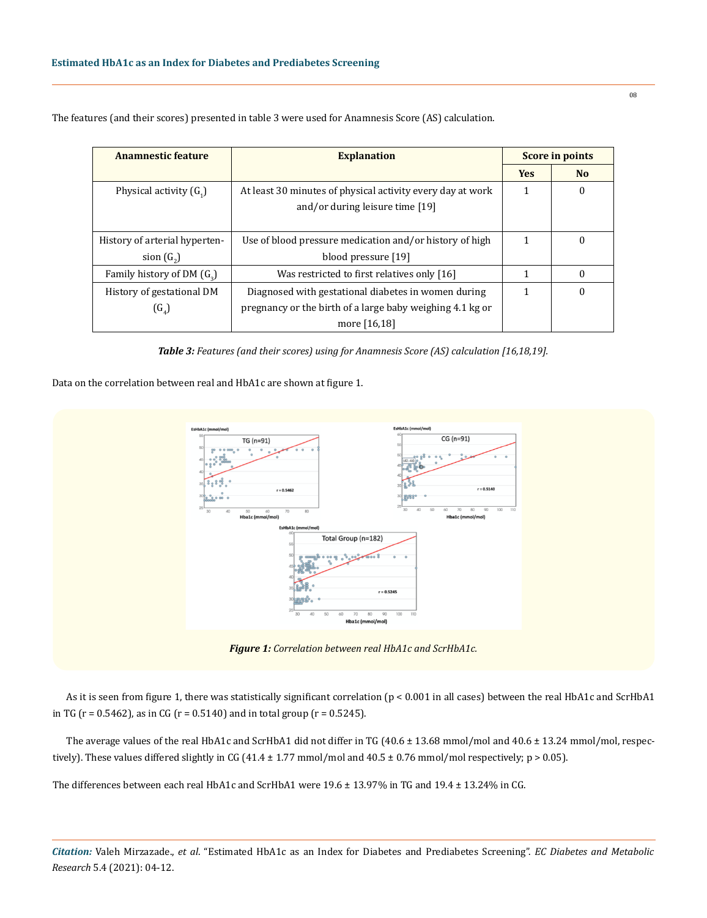The features (and their scores) presented in table 3 were used for Anamnesis Score (AS) calculation.

| Anamnestic feature | Explanation | Score in points | |
|---|---|---|---|
| | | Yes | No |
| Physical activity ($G_1$) | At least 30 minutes of physical activity every day at work and/or during leisure time [19] | 1 | 0 |
| History of arterial hypertension ($G_2$) | Use of blood pressure medication and/or history of high blood pressure [19] | 1 | 0 |
| Family history of DM ($G_3$) | Was restricted to first relatives only [16] | 1 | 0 |
| History of gestational DM ($G_4$) | Diagnosed with gestational diabetes in women during pregnancy or the birth of a large baby weighing 4.1 kg or more [16,18] | 1 | 0 |

***Table 3:*** *Features (and their scores) using for Anamnesis Score (AS) calculation [16,18,19].*

Data on the correlation between real and HbA1c are shown at figure 1.

***Figure 1:*** *Correlation between real HbA1c and ScrHbA1c.*

As it is seen from figure 1, there was statistically significant correlation ($p < 0.001$ in all cases) between the real HbA1c and ScrHbA1 in TG ($r = 0.5462$), as in CG ($r = 0.5140$) and in total group ($r = 0.5245$).

The average values of the real HbA1c and ScrHbA1 did not differ in TG (40.6 ± 13.68 mmol/mol and 40.6 ± 13.24 mmol/mol, respectively). These values differed slightly in CG (41.4 ± 1.77 mmol/mol and 40.5 ± 0.76 mmol/mol respectively; $p > 0.05$).

The differences between each real HbA1c and ScrHbA1 were 19.6 ± 13.97% in TG and 19.4 ± 13.24% in CG.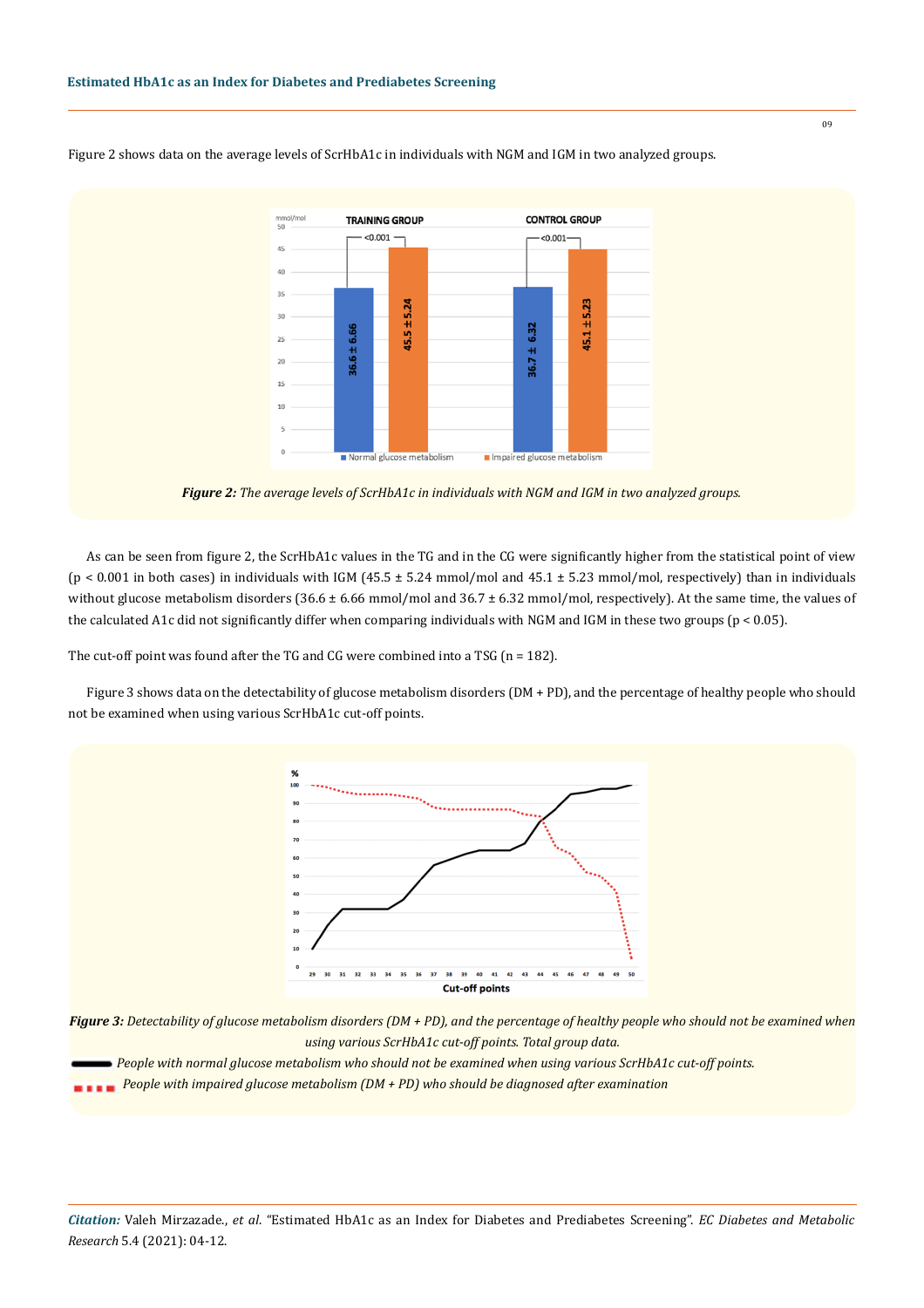Figure 2 shows data on the average levels of ScrHbA1c in individuals with NGM and IGM in two analyzed groups.

***Figure 2:*** *The average levels of ScrHbA1c in individuals with NGM and IGM in two analyzed groups.*

As can be seen from figure 2, the ScrHbA1c values in the TG and in the CG were significantly higher from the statistical point of view ($p < 0.001$ in both cases) in individuals with IGM (45.5 ± 5.24 mmol/mol and 45.1 ± 5.23 mmol/mol, respectively) than in individuals without glucose metabolism disorders (36.6 ± 6.66 mmol/mol and 36.7 ± 6.32 mmol/mol, respectively). At the same time, the values of the calculated A1c did not significantly differ when comparing individuals with NGM and IGM in these two groups ($p < 0.05$).

The cut-off point was found after the TG and CG were combined into a TSG (n = 182).

Figure 3 shows data on the detectability of glucose metabolism disorders (DM + PD), and the percentage of healthy people who should not be examined when using various ScrHbA1c cut-off points.

***Figure 3:*** *Detectability of glucose metabolism disorders (DM + PD), and the percentage of healthy people who should not be examined when using various ScrHbA1c cut-off points. Total group data.*

*People with normal glucose metabolism who should not be examined when using various ScrHbA1c cut-off points.*

*People with impaired glucose metabolism (DM + PD) who should be diagnosed after examination*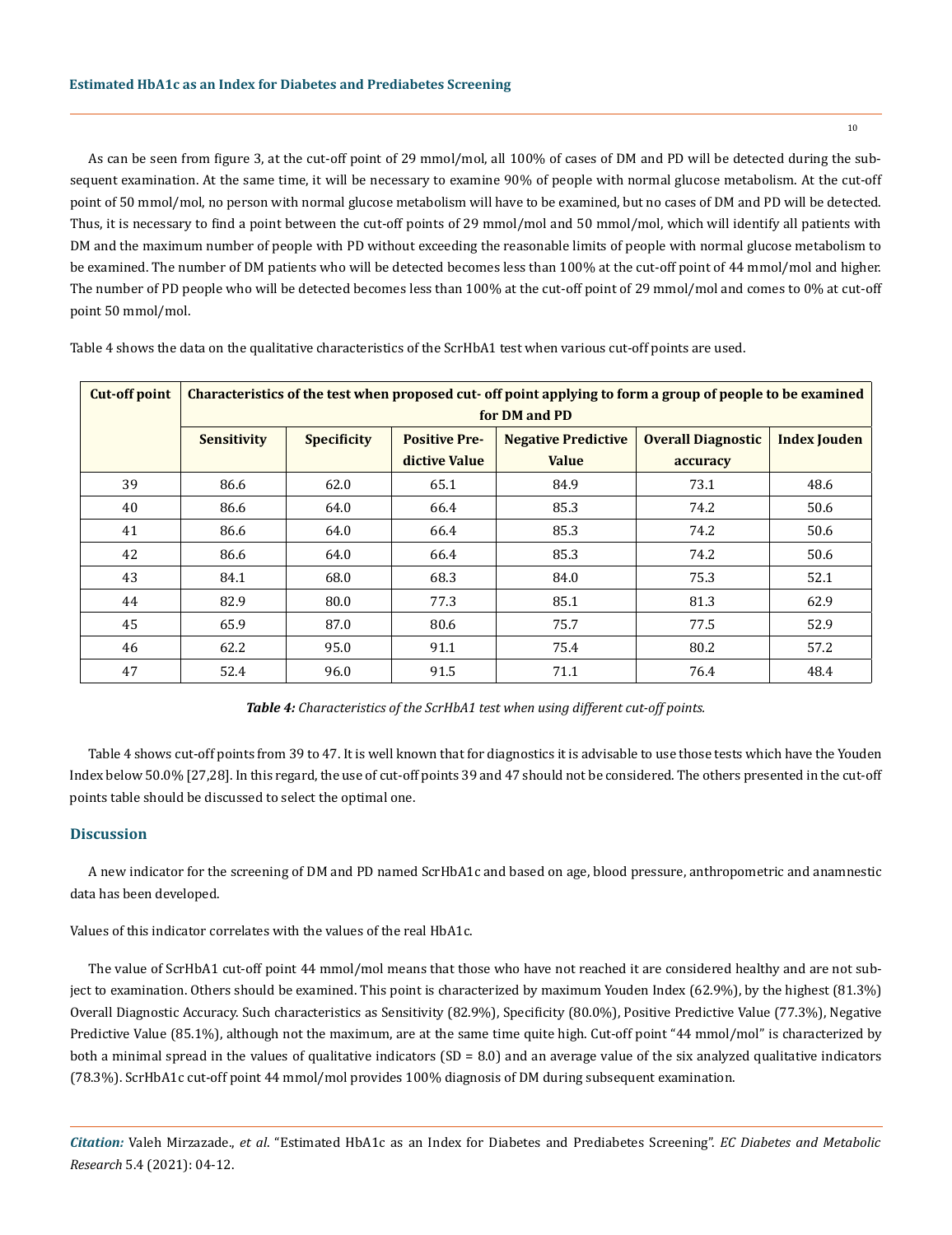As can be seen from figure 3, at the cut-off point of 29 mmol/mol, all 100% of cases of DM and PD will be detected during the subsequent examination. At the same time, it will be necessary to examine 90% of people with normal glucose metabolism. At the cut-off point of 50 mmol/mol, no person with normal glucose metabolism will have to be examined, but no cases of DM and PD will be detected. Thus, it is necessary to find a point between the cut-off points of 29 mmol/mol and 50 mmol/mol, which will identify all patients with DM and the maximum number of people with PD without exceeding the reasonable limits of people with normal glucose metabolism to be examined. The number of DM patients who will be detected becomes less than 100% at the cut-off point of 44 mmol/mol and higher. The number of PD people who will be detected becomes less than 100% at the cut-off point of 29 mmol/mol and comes to 0% at cut-off point 50 mmol/mol.

Table 4 shows the data on the qualitative characteristics of the ScrHbA1 test when various cut-off points are used.

| Cut-off point | Characteristics of the test when proposed cut- off point applying to form a group of people to be examined for DM and PD | | | | | |
|---|---|---|---|---|---|---|
| | Sensitivity | Specificity | Positive Predictive Value | Negative Predictive Value | Overall Diagnostic accuracy | Index Jouden |
| 39 | 86.6 | 62.0 | 65.1 | 84.9 | 73.1 | 48.6 |
| 40 | 86.6 | 64.0 | 66.4 | 85.3 | 74.2 | 50.6 |
| 41 | 86.6 | 64.0 | 66.4 | 85.3 | 74.2 | 50.6 |
| 42 | 86.6 | 64.0 | 66.4 | 85.3 | 74.2 | 50.6 |
| 43 | 84.1 | 68.0 | 68.3 | 84.0 | 75.3 | 52.1 |
| 44 | 82.9 | 80.0 | 77.3 | 85.1 | 81.3 | 62.9 |
| 45 | 65.9 | 87.0 | 80.6 | 75.7 | 77.5 | 52.9 |
| 46 | 62.2 | 95.0 | 91.1 | 75.4 | 80.2 | 57.2 |
| 47 | 52.4 | 96.0 | 91.5 | 71.1 | 76.4 | 48.4 |

***Table 4:*** *Characteristics of the ScrHbA1 test when using different cut-off points.*

Table 4 shows cut-off points from 39 to 47. It is well known that for diagnostics it is advisable to use those tests which have the Youden Index below 50.0% [27,28]. In this regard, the use of cut-off points 39 and 47 should not be considered. The others presented in the cut-off points table should be discussed to select the optimal one.

## Discussion

A new indicator for the screening of DM and PD named ScrHbA1c and based on age, blood pressure, anthropometric and anamnestic data has been developed.

Values of this indicator correlates with the values of the real HbA1c.

The value of ScrHbA1 cut-off point 44 mmol/mol means that those who have not reached it are considered healthy and are not subject to examination. Others should be examined. This point is characterized by maximum Youden Index (62.9%), by the highest (81.3%) Overall Diagnostic Accuracy. Such characteristics as Sensitivity (82.9%), Specificity (80.0%), Positive Predictive Value (77.3%), Negative Predictive Value (85.1%), although not the maximum, are at the same time quite high. Cut-off point "44 mmol/mol" is characterized by both a minimal spread in the values of qualitative indicators (SD = 8.0) and an average value of the six analyzed qualitative indicators (78.3%). ScrHbA1c cut-off point 44 mmol/mol provides 100% diagnosis of DM during subsequent examination.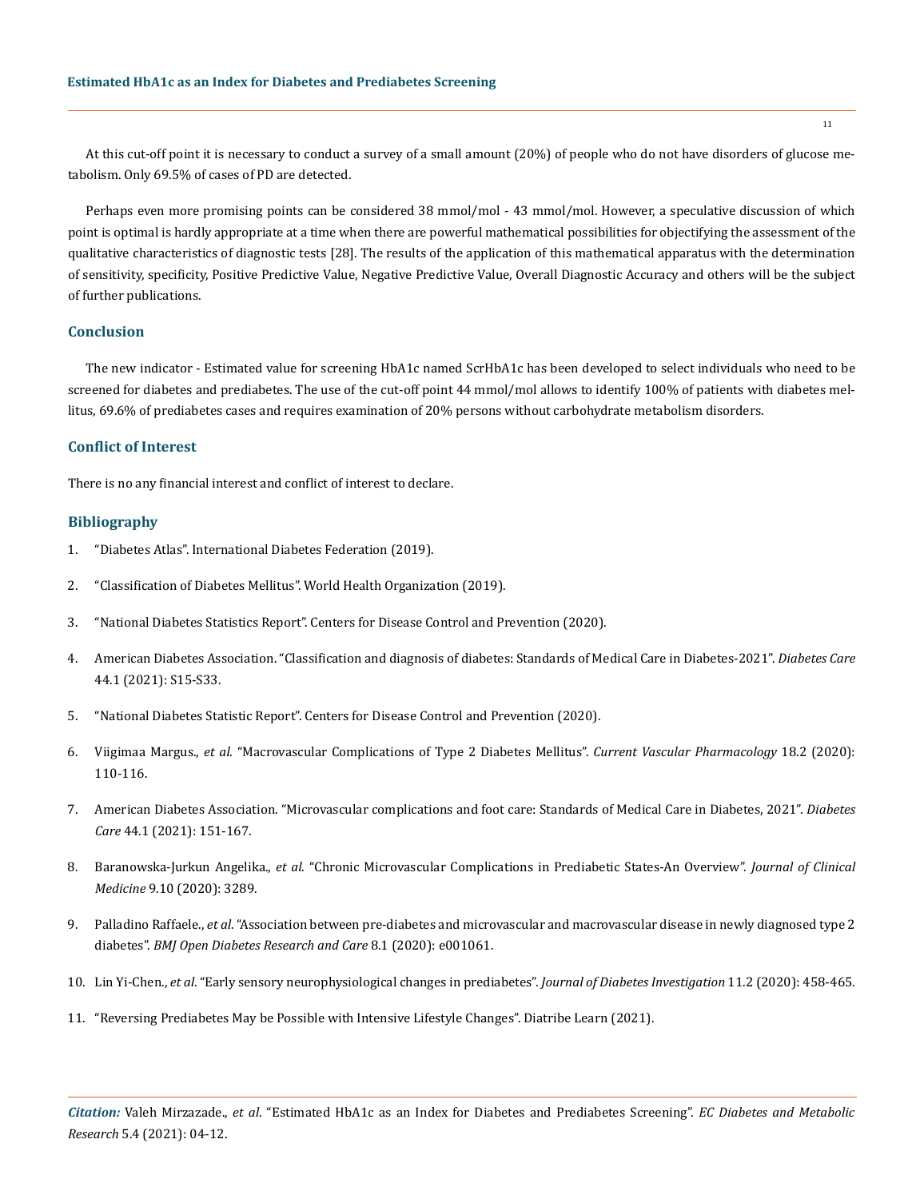At this cut-off point it is necessary to conduct a survey of a small amount (20%) of people who do not have disorders of glucose metabolism. Only 69.5% of cases of PD are detected.

Perhaps even more promising points can be considered 38 mmol/mol - 43 mmol/mol. However, a speculative discussion of which point is optimal is hardly appropriate at a time when there are powerful mathematical possibilities for objectifying the assessment of the qualitative characteristics of diagnostic tests [28]. The results of the application of this mathematical apparatus with the determination of sensitivity, specificity, Positive Predictive Value, Negative Predictive Value, Overall Diagnostic Accuracy and others will be the subject of further publications.

## Conclusion

The new indicator - Estimated value for screening HbA1c named ScrHbA1c has been developed to select individuals who need to be screened for diabetes and prediabetes. The use of the cut-off point 44 mmol/mol allows to identify 100% of patients with diabetes mellitus, 69.6% of prediabetes cases and requires examination of 20% persons without carbohydrate metabolism disorders.

## Conflict of Interest

There is no any financial interest and conflict of interest to declare.

## Bibliography

1. "Diabetes Atlas". International Diabetes Federation (2019).
2. "Classification of Diabetes Mellitus". World Health Organization (2019).
3. "National Diabetes Statistics Report". Centers for Disease Control and Prevention (2020).
4. American Diabetes Association. "Classification and diagnosis of diabetes: Standards of Medical Care in Diabetes-2021". *Diabetes Care* 44.1 (2021): S15-S33.
5. "National Diabetes Statistic Report". Centers for Disease Control and Prevention (2020).
6. Viigimaa Margus., *et al*. "Macrovascular Complications of Type 2 Diabetes Mellitus". *Current Vascular Pharmacology* 18.2 (2020): 110-116.
7. American Diabetes Association. "Microvascular complications and foot care: Standards of Medical Care in Diabetes, 2021". *Diabetes Care* 44.1 (2021): 151-167.
8. Baranowska-Jurkun Angelika., *et al*. "Chronic Microvascular Complications in Prediabetic States-An Overview". *Journal of Clinical Medicine* 9.10 (2020): 3289.
9. Palladino Raffaele., *et al*. "Association between pre-diabetes and microvascular and macrovascular disease in newly diagnosed type 2 diabetes". *BMJ Open Diabetes Research and Care* 8.1 (2020): e001061.
10. Lin Yi-Chen., *et al*. "Early sensory neurophysiological changes in prediabetes". *Journal of Diabetes Investigation* 11.2 (2020): 458-465.
11. "Reversing Prediabetes May be Possible with Intensive Lifestyle Changes". Diatribe Learn (2021).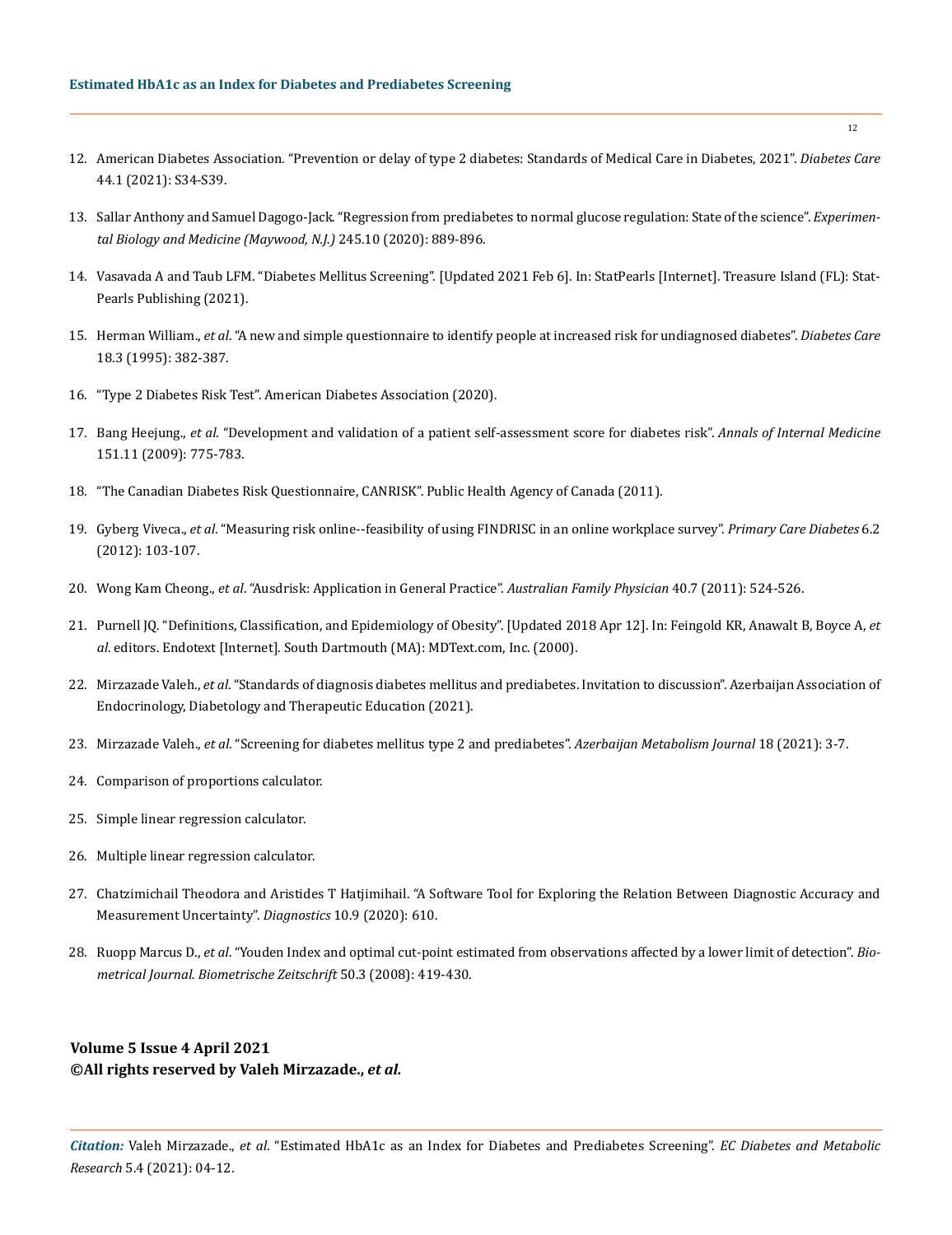12. American Diabetes Association. "Prevention or delay of type 2 diabetes: Standards of Medical Care in Diabetes, 2021". *Diabetes Care* 44.1 (2021): S34-S39.

13. Sallar Anthony and Samuel Dagogo-Jack. "Regression from prediabetes to normal glucose regulation: State of the science". *Experimental Biology and Medicine (Maywood, N.J.)* 245.10 (2020): 889-896.

14. Vasavada A and Taub LFM. "Diabetes Mellitus Screening". [Updated 2021 Feb 6]. In: StatPearls [Internet]. Treasure Island (FL): StatPearls Publishing (2021).

15. Herman William., *et al*. "A new and simple questionnaire to identify people at increased risk for undiagnosed diabetes". *Diabetes Care* 18.3 (1995): 382-387.

16. "Type 2 Diabetes Risk Test". American Diabetes Association (2020).

17. Bang Heejung., *et al*. "Development and validation of a patient self-assessment score for diabetes risk". *Annals of Internal Medicine* 151.11 (2009): 775-783.

18. "The Canadian Diabetes Risk Questionnaire, CANRISK". Public Health Agency of Canada (2011).

19. Gyberg Viveca., *et al*. "Measuring risk online--feasibility of using FINDRISC in an online workplace survey". *Primary Care Diabetes* 6.2 (2012): 103-107.

20. Wong Kam Cheong., *et al*. "Ausdrisk: Application in General Practice". *Australian Family Physician* 40.7 (2011): 524-526.

21. Purnell JQ. "Definitions, Classification, and Epidemiology of Obesity". [Updated 2018 Apr 12]. In: Feingold KR, Anawalt B, Boyce A, *et al*. editors. Endotext [Internet]. South Dartmouth (MA): MDText.com, Inc. (2000).

22. Mirzazade Valeh., *et al*. "Standards of diagnosis diabetes mellitus and prediabetes. Invitation to discussion". Azerbaijan Association of Endocrinology, Diabetology and Therapeutic Education (2021).

23. Mirzazade Valeh., *et al*. "Screening for diabetes mellitus type 2 and prediabetes". *Azerbaijan Metabolism Journal* 18 (2021): 3-7.

24. Comparison of proportions calculator.

25. Simple linear regression calculator.

26. Multiple linear regression calculator.

27. Chatzimichail Theodora and Aristides T Hatjimihail. "A Software Tool for Exploring the Relation Between Diagnostic Accuracy and Measurement Uncertainty". *Diagnostics* 10.9 (2020): 610.

28. Ruopp Marcus D., *et al*. "Youden Index and optimal cut-point estimated from observations affected by a lower limit of detection". *Biometrical Journal. Biometrische Zeitschrift* 50.3 (2008): 419-430.

**Volume 5 Issue 4 April 2021**
**©All rights reserved by Valeh Mirzazade.,** ***et al.***